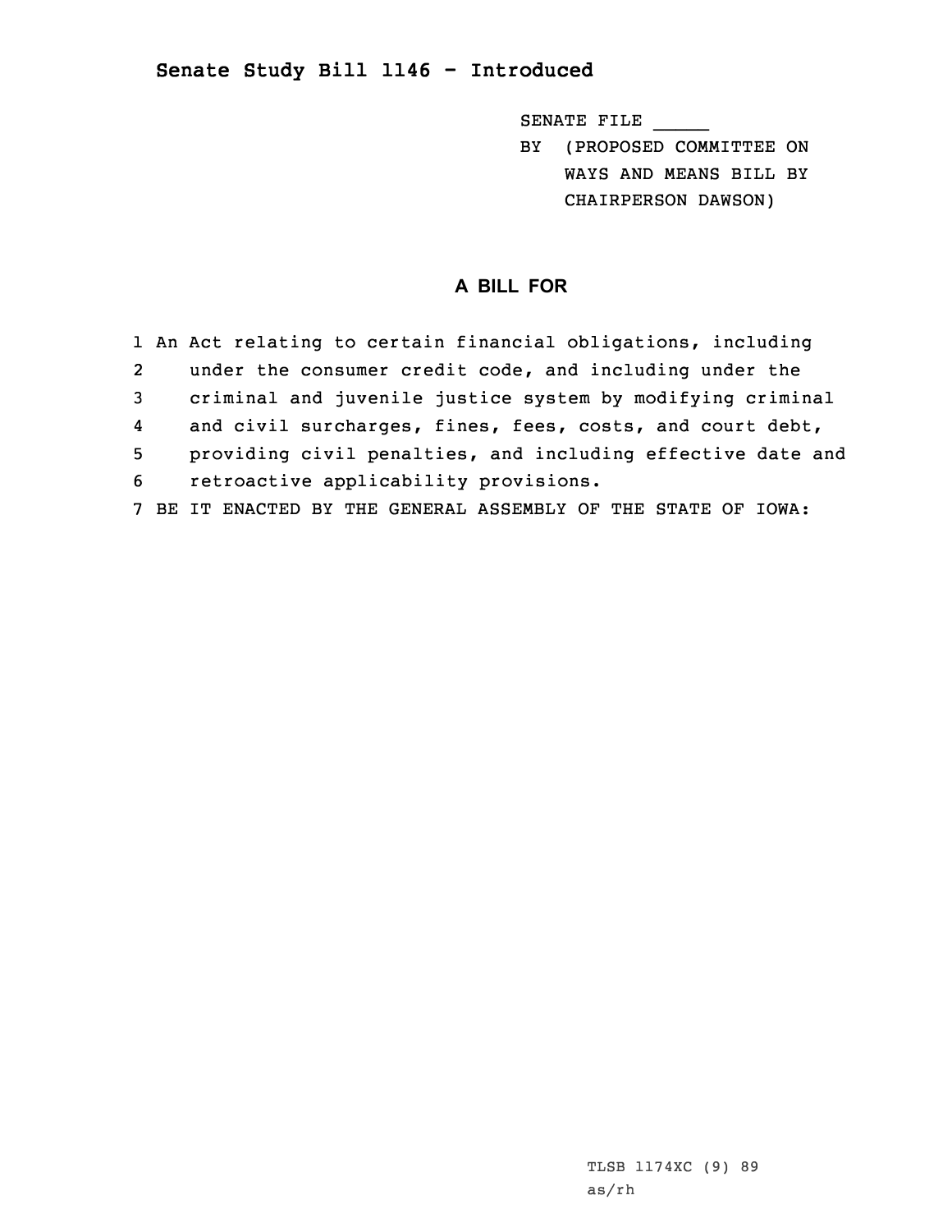## Senate Study Bill 1146 - Introduced

SENATE FILE _____

BY (PROPOSED COMMITTEE ON WAYS AND MEANS BILL BY CHAIRPERSON DAWSON)

### A BILL FOR

1 An Act relating to certain financial obligations, including
2 under the consumer credit code, and including under the
3 criminal and juvenile justice system by modifying criminal
4 and civil surcharges, fines, fees, costs, and court debt,
5 providing civil penalties, and including effective date and
6 retroactive applicability provisions.
7 BE IT ENACTED BY THE GENERAL ASSEMBLY OF THE STATE OF IOWA:

TLSB 1174XC (9) 89
as/rh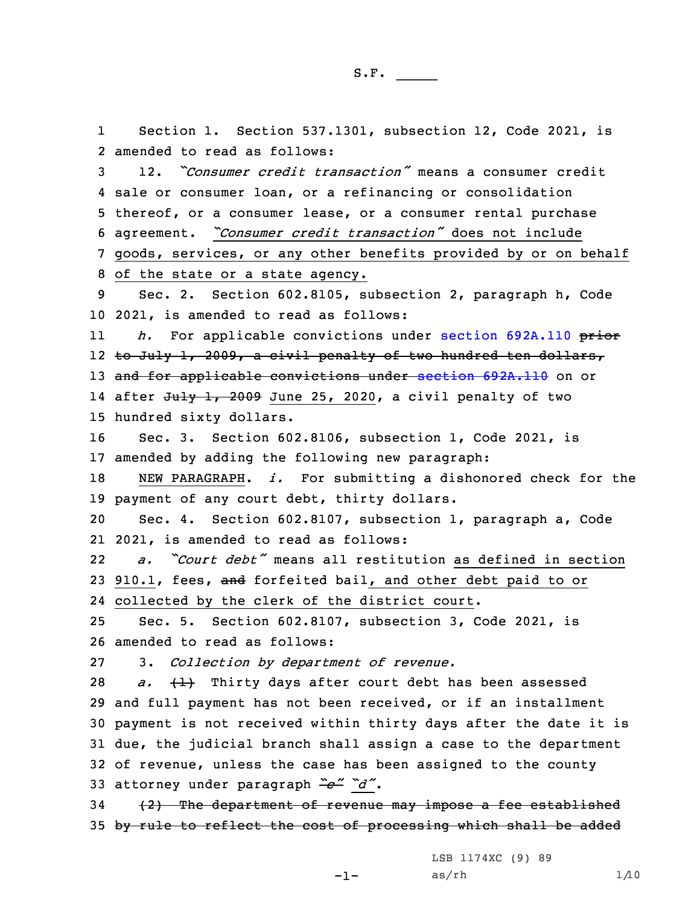Section 1. Section 537.1301, subsection 12, Code 2021, is amended to read as follows:

12. *"Consumer credit transaction"* means a consumer credit sale or consumer loan, or a refinancing or consolidation thereof, or a consumer lease, or a consumer rental purchase agreement. <u>*"Consumer credit transaction"* does not include goods, services, or any other benefits provided by or on behalf of the state or a state agency.</u>

Sec. 2. Section 602.8105, subsection 2, paragraph h, Code 2021, is amended to read as follows:

*h.* For applicable convictions under section 692A.110 ~~prior to July 1, 2009, a civil penalty of two hundred ten dollars, and for applicable convictions under section 692A.110~~ on or after ~~July 1, 2009~~ <u>June 25, 2020</u>, a civil penalty of two hundred sixty dollars.

Sec. 3. Section 602.8106, subsection 1, Code 2021, is amended by adding the following new paragraph:

<u>NEW PARAGRAPH</u>. *i.* For submitting a dishonored check for the payment of any court debt, thirty dollars.

Sec. 4. Section 602.8107, subsection 1, paragraph a, Code 2021, is amended to read as follows:

*a. "Court debt"* means all restitution <u>as defined in section 910.1</u>, fees, ~~and~~ forfeited bail<u>, and other debt paid to or collected by the clerk of the district court</u>.

Sec. 5. Section 602.8107, subsection 3, Code 2021, is amended to read as follows:

3. *Collection by department of revenue.*

*a.* ~~(1)~~ Thirty days after court debt has been assessed and full payment has not been received, or if an installment payment is not received within thirty days after the date it is due, the judicial branch shall assign a case to the department of revenue, unless the case has been assigned to the county attorney under paragraph ~~"c"~~ <u>"d"</u>.

~~(2) The department of revenue may impose a fee established by rule to reflect the cost of processing which shall be added~~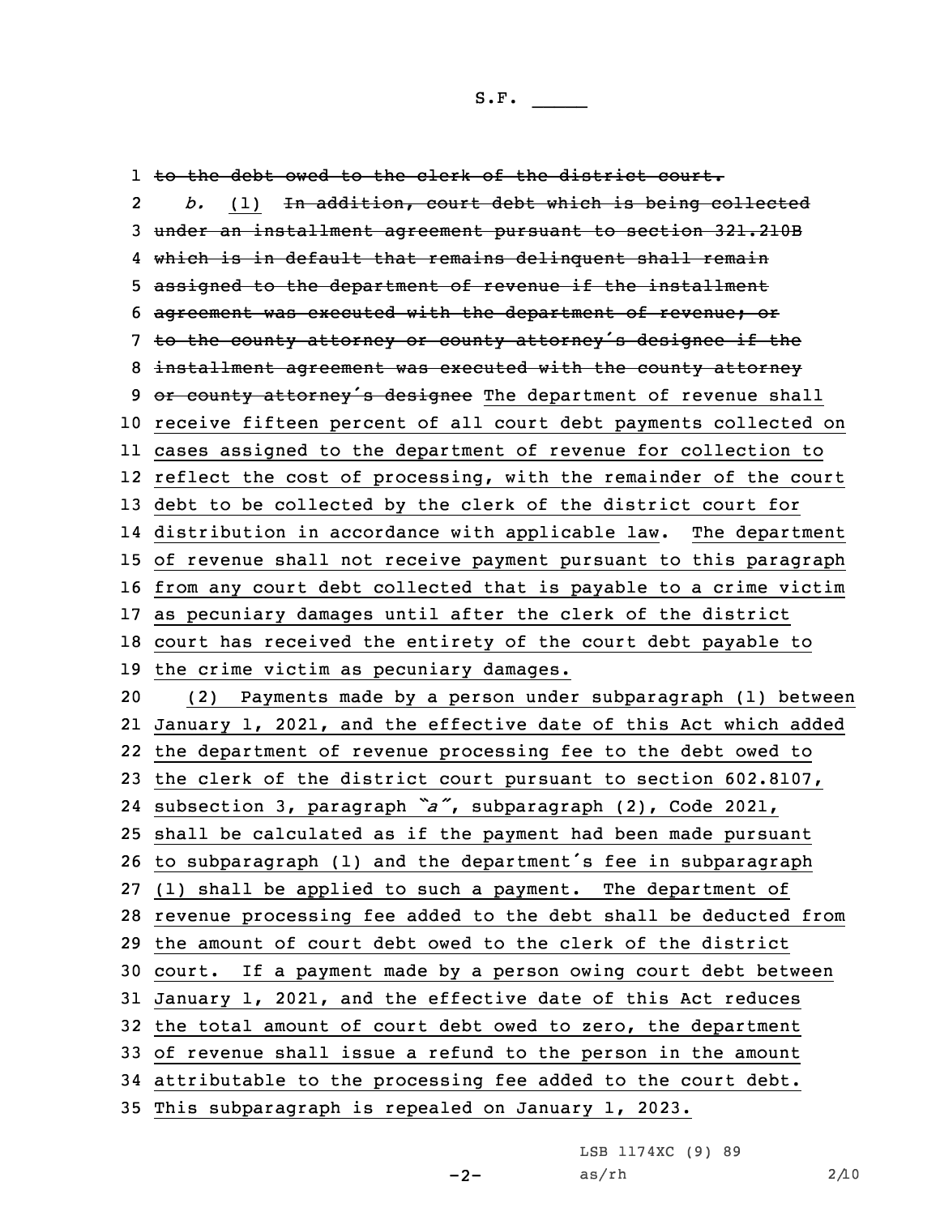~~to the debt owed to the clerk of the district court.~~

*b.* (1) ~~In addition, court debt which is being collected under an installment agreement pursuant to section 321.210B which is in default that remains delinquent shall remain assigned to the department of revenue if the installment agreement was executed with the department of revenue; or to the county attorney or county attorney's designee if the installment agreement was executed with the county attorney or county attorney's designee~~ The department of revenue shall receive fifteen percent of all court debt payments collected on cases assigned to the department of revenue for collection to reflect the cost of processing, with the remainder of the court debt to be collected by the clerk of the district court for distribution in accordance with applicable law. The department of revenue shall not receive payment pursuant to this paragraph from any court debt collected that is payable to a crime victim as pecuniary damages until after the clerk of the district court has received the entirety of the court debt payable to the crime victim as pecuniary damages.

(2) Payments made by a person under subparagraph (1) between January 1, 2021, and the effective date of this Act which added the department of revenue processing fee to the debt owed to the clerk of the district court pursuant to section 602.8107, subsection 3, paragraph *"a"*, subparagraph (2), Code 2021, shall be calculated as if the payment had been made pursuant to subparagraph (1) and the department's fee in subparagraph (1) shall be applied to such a payment. The department of revenue processing fee added to the debt shall be deducted from the amount of court debt owed to the clerk of the district court. If a payment made by a person owing court debt between January 1, 2021, and the effective date of this Act reduces the total amount of court debt owed to zero, the department of revenue shall issue a refund to the person in the amount attributable to the processing fee added to the court debt. This subparagraph is repealed on January 1, 2023.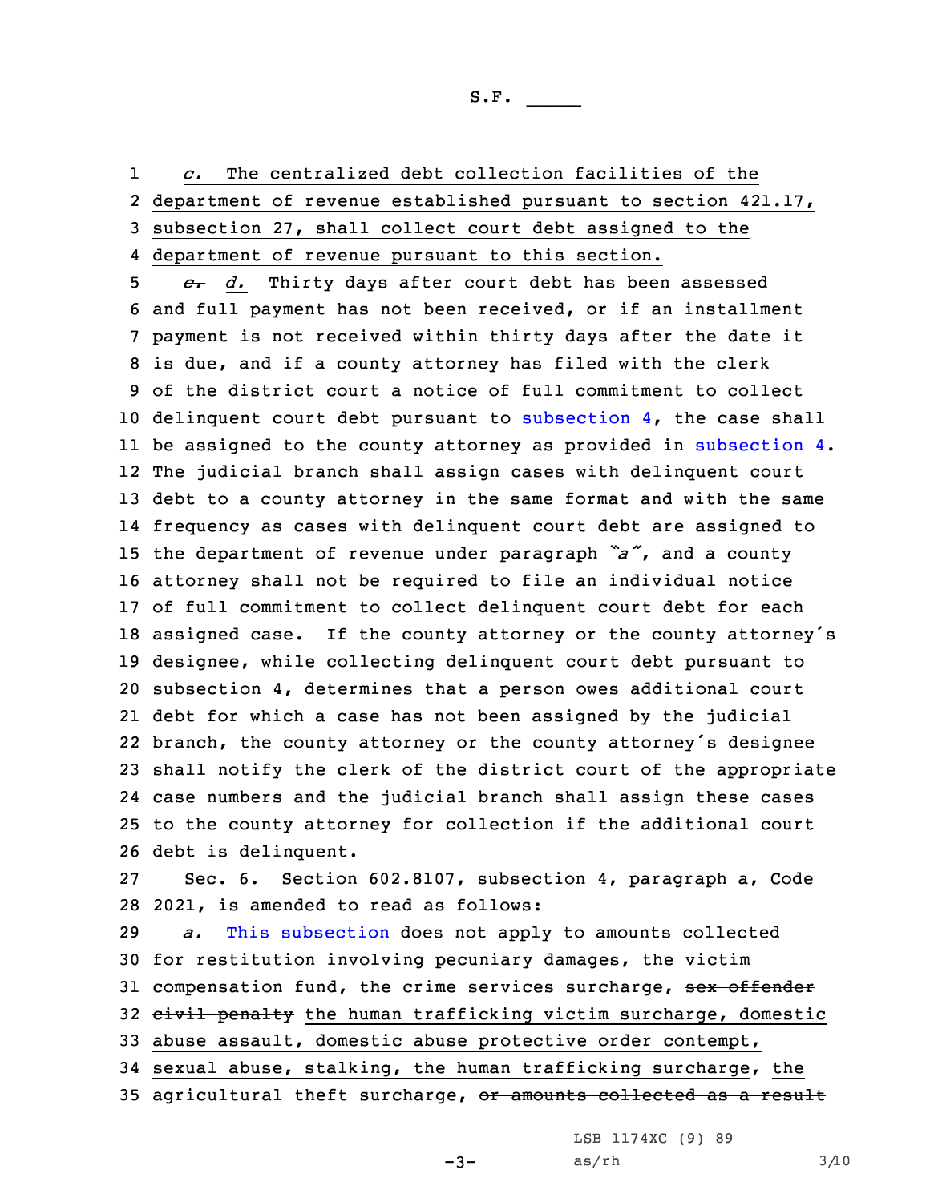*c.* The centralized debt collection facilities of the department of revenue established pursuant to section 421.17, subsection 27, shall collect court debt assigned to the department of revenue pursuant to this section.

~~*c.*~~ *d.* Thirty days after court debt has been assessed and full payment has not been received, or if an installment payment is not received within thirty days after the date it is due, and if a county attorney has filed with the clerk of the district court a notice of full commitment to collect delinquent court debt pursuant to subsection 4, the case shall be assigned to the county attorney as provided in subsection 4. The judicial branch shall assign cases with delinquent court debt to a county attorney in the same format and with the same frequency as cases with delinquent court debt are assigned to the department of revenue under paragraph *"a"*, and a county attorney shall not be required to file an individual notice of full commitment to collect delinquent court debt for each assigned case. If the county attorney or the county attorney's designee, while collecting delinquent court debt pursuant to subsection 4, determines that a person owes additional court debt for which a case has not been assigned by the judicial branch, the county attorney or the county attorney's designee shall notify the clerk of the district court of the appropriate case numbers and the judicial branch shall assign these cases to the county attorney for collection if the additional court debt is delinquent.

Sec. 6. Section 602.8107, subsection 4, paragraph a, Code 2021, is amended to read as follows:

*a.* This subsection does not apply to amounts collected for restitution involving pecuniary damages, the victim compensation fund, the crime services surcharge, ~~sex offender civil penalty~~ the human trafficking victim surcharge, domestic abuse assault, domestic abuse protective order contempt, sexual abuse, stalking, the human trafficking surcharge, the agricultural theft surcharge, ~~or amounts collected as a result~~

LSB 1174XC (9) 89
as/rh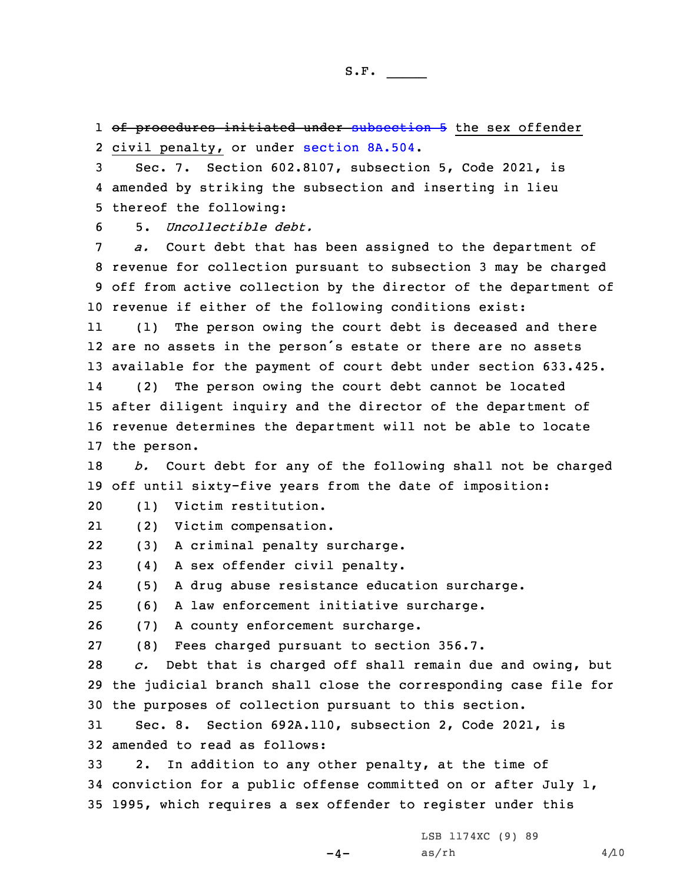~~of procedures initiated under subsection 5~~ the sex offender civil penalty, or under section 8A.504.

Sec. 7. Section 602.8107, subsection 5, Code 2021, is amended by striking the subsection and inserting in lieu thereof the following:

5. *Uncollectible debt.*

*a.* Court debt that has been assigned to the department of revenue for collection pursuant to subsection 3 may be charged off from active collection by the director of the department of revenue if either of the following conditions exist:

(1) The person owing the court debt is deceased and there are no assets in the person's estate or there are no assets available for the payment of court debt under section 633.425.

(2) The person owing the court debt cannot be located after diligent inquiry and the director of the department of revenue determines the department will not be able to locate the person.

*b.* Court debt for any of the following shall not be charged off until sixty-five years from the date of imposition:

(1) Victim restitution.

(2) Victim compensation.

(3) A criminal penalty surcharge.

(4) A sex offender civil penalty.

(5) A drug abuse resistance education surcharge.

(6) A law enforcement initiative surcharge.

(7) A county enforcement surcharge.

(8) Fees charged pursuant to section 356.7.

*c.* Debt that is charged off shall remain due and owing, but the judicial branch shall close the corresponding case file for the purposes of collection pursuant to this section.

Sec. 8. Section 692A.110, subsection 2, Code 2021, is amended to read as follows:

2. In addition to any other penalty, at the time of conviction for a public offense committed on or after July 1, 1995, which requires a sex offender to register under this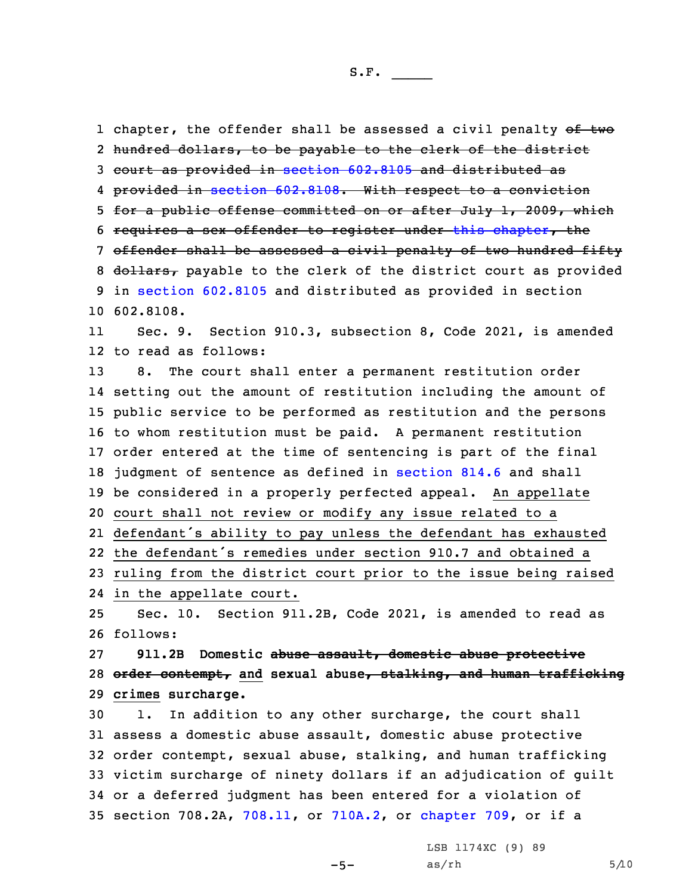chapter, the offender shall be assessed a civil penalty ~~of two hundred dollars, to be payable to the clerk of the district court as provided in section 602.8105 and distributed as provided in section 602.8108. With respect to a conviction for a public offense committed on or after July 1, 2009, which requires a sex offender to register under this chapter, the offender shall be assessed a civil penalty of two hundred fifty dollars,~~ payable to the clerk of the district court as provided in section 602.8105 and distributed as provided in section 602.8108.

Sec. 9. Section 910.3, subsection 8, Code 2021, is amended to read as follows:

8. The court shall enter a permanent restitution order setting out the amount of restitution including the amount of public service to be performed as restitution and the persons to whom restitution must be paid. A permanent restitution order entered at the time of sentencing is part of the final judgment of sentence as defined in section 814.6 and shall be considered in a properly perfected appeal. <u>An appellate court shall not review or modify any issue related to a defendant's ability to pay unless the defendant has exhausted the defendant's remedies under section 910.7 and obtained a ruling from the district court prior to the issue being raised in the appellate court.</u>

Sec. 10. Section 911.2B, Code 2021, is amended to read as follows:

**911.2B Domestic ~~abuse assault, domestic abuse protective order contempt,~~ <u>and</u> sexual abuse~~, stalking, and human trafficking~~ <u>crimes</u> surcharge.**

1. In addition to any other surcharge, the court shall assess a domestic abuse assault, domestic abuse protective order contempt, sexual abuse, stalking, and human trafficking victim surcharge of ninety dollars if an adjudication of guilt or a deferred judgment has been entered for a violation of section 708.2A, 708.11, or 710A.2, or chapter 709, or if a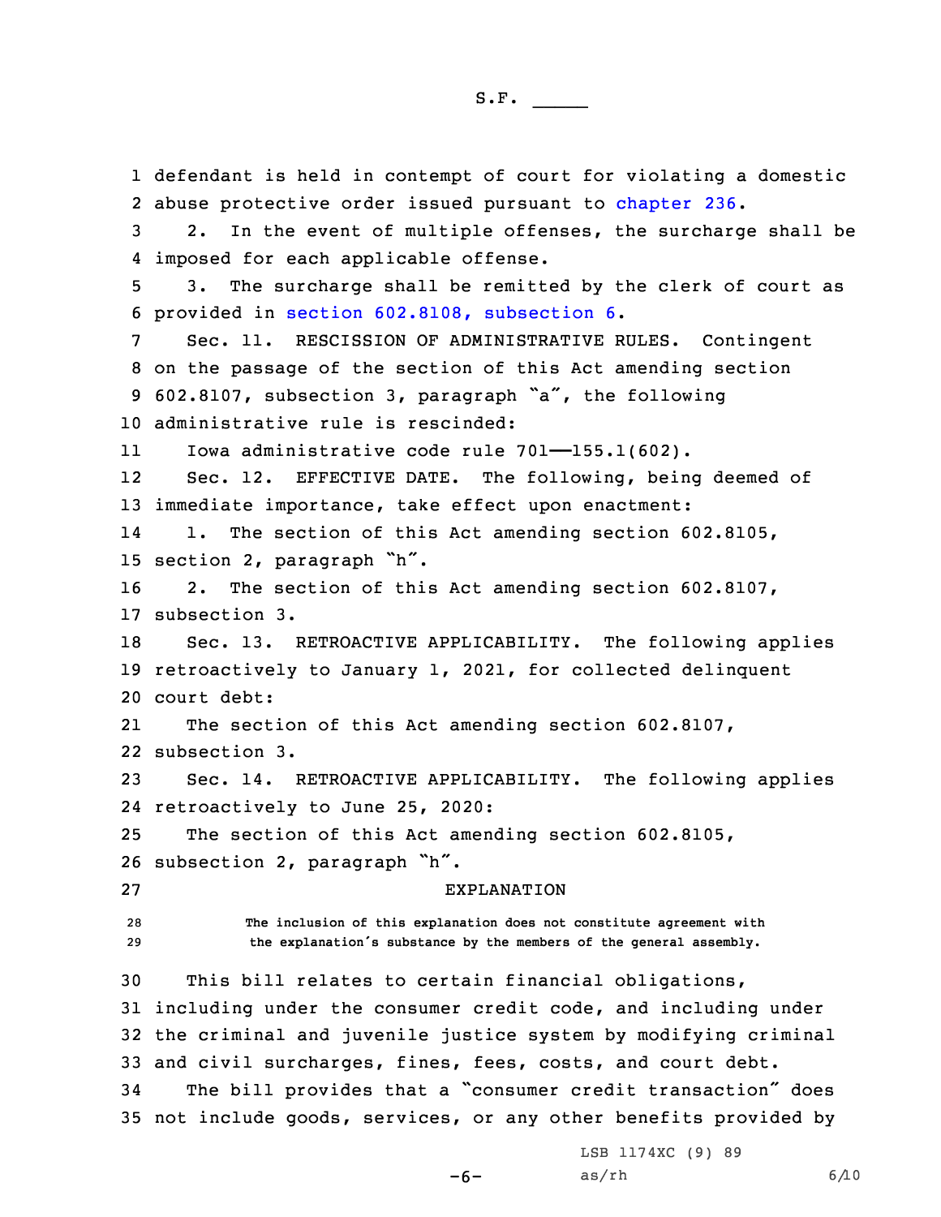defendant is held in contempt of court for violating a domestic abuse protective order issued pursuant to chapter 236.

2. In the event of multiple offenses, the surcharge shall be imposed for each applicable offense.

3. The surcharge shall be remitted by the clerk of court as provided in section 602.8108, subsection 6.

Sec. 11. RESCISSION OF ADMINISTRATIVE RULES. Contingent on the passage of the section of this Act amending section 602.8107, subsection 3, paragraph "a", the following administrative rule is rescinded:

Iowa administrative code rule 701——155.1(602).

Sec. 12. EFFECTIVE DATE. The following, being deemed of immediate importance, take effect upon enactment:

1. The section of this Act amending section 602.8105, section 2, paragraph "h".

2. The section of this Act amending section 602.8107, subsection 3.

Sec. 13. RETROACTIVE APPLICABILITY. The following applies retroactively to January 1, 2021, for collected delinquent court debt:

The section of this Act amending section 602.8107, subsection 3.

Sec. 14. RETROACTIVE APPLICABILITY. The following applies retroactively to June 25, 2020:

The section of this Act amending section 602.8105, subsection 2, paragraph "h".

EXPLANATION

The inclusion of this explanation does not constitute agreement with the explanation's substance by the members of the general assembly.

This bill relates to certain financial obligations, including under the consumer credit code, and including under the criminal and juvenile justice system by modifying criminal and civil surcharges, fines, fees, costs, and court debt.

The bill provides that a "consumer credit transaction" does not include goods, services, or any other benefits provided by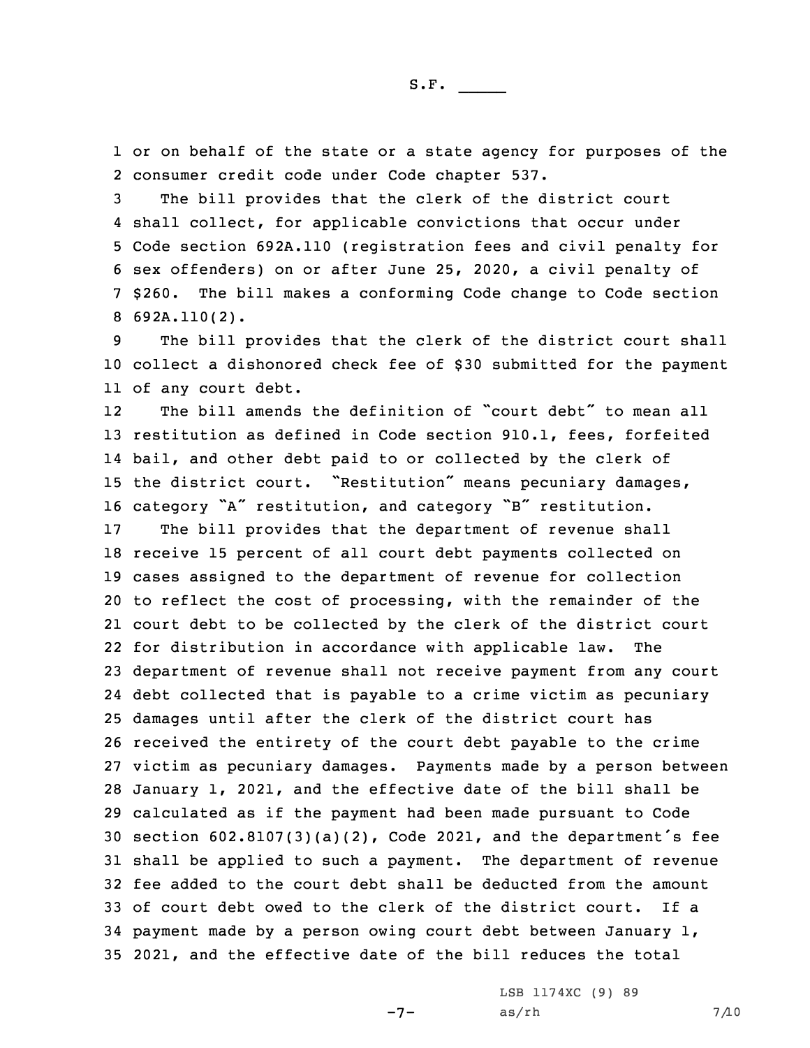or on behalf of the state or a state agency for purposes of the consumer credit code under Code chapter 537.

The bill provides that the clerk of the district court shall collect, for applicable convictions that occur under Code section 692A.110 (registration fees and civil penalty for sex offenders) on or after June 25, 2020, a civil penalty of $260. The bill makes a conforming Code change to Code section 692A.110(2).

The bill provides that the clerk of the district court shall collect a dishonored check fee of $30 submitted for the payment of any court debt.

The bill amends the definition of "court debt" to mean all restitution as defined in Code section 910.1, fees, forfeited bail, and other debt paid to or collected by the clerk of the district court. "Restitution" means pecuniary damages, category "A" restitution, and category "B" restitution.

The bill provides that the department of revenue shall receive 15 percent of all court debt payments collected on cases assigned to the department of revenue for collection to reflect the cost of processing, with the remainder of the court debt to be collected by the clerk of the district court for distribution in accordance with applicable law. The department of revenue shall not receive payment from any court debt collected that is payable to a crime victim as pecuniary damages until after the clerk of the district court has received the entirety of the court debt payable to the crime victim as pecuniary damages. Payments made by a person between January 1, 2021, and the effective date of the bill shall be calculated as if the payment had been made pursuant to Code section 602.8107(3)(a)(2), Code 2021, and the department's fee shall be applied to such a payment. The department of revenue fee added to the court debt shall be deducted from the amount of court debt owed to the clerk of the district court. If a payment made by a person owing court debt between January 1, 2021, and the effective date of the bill reduces the total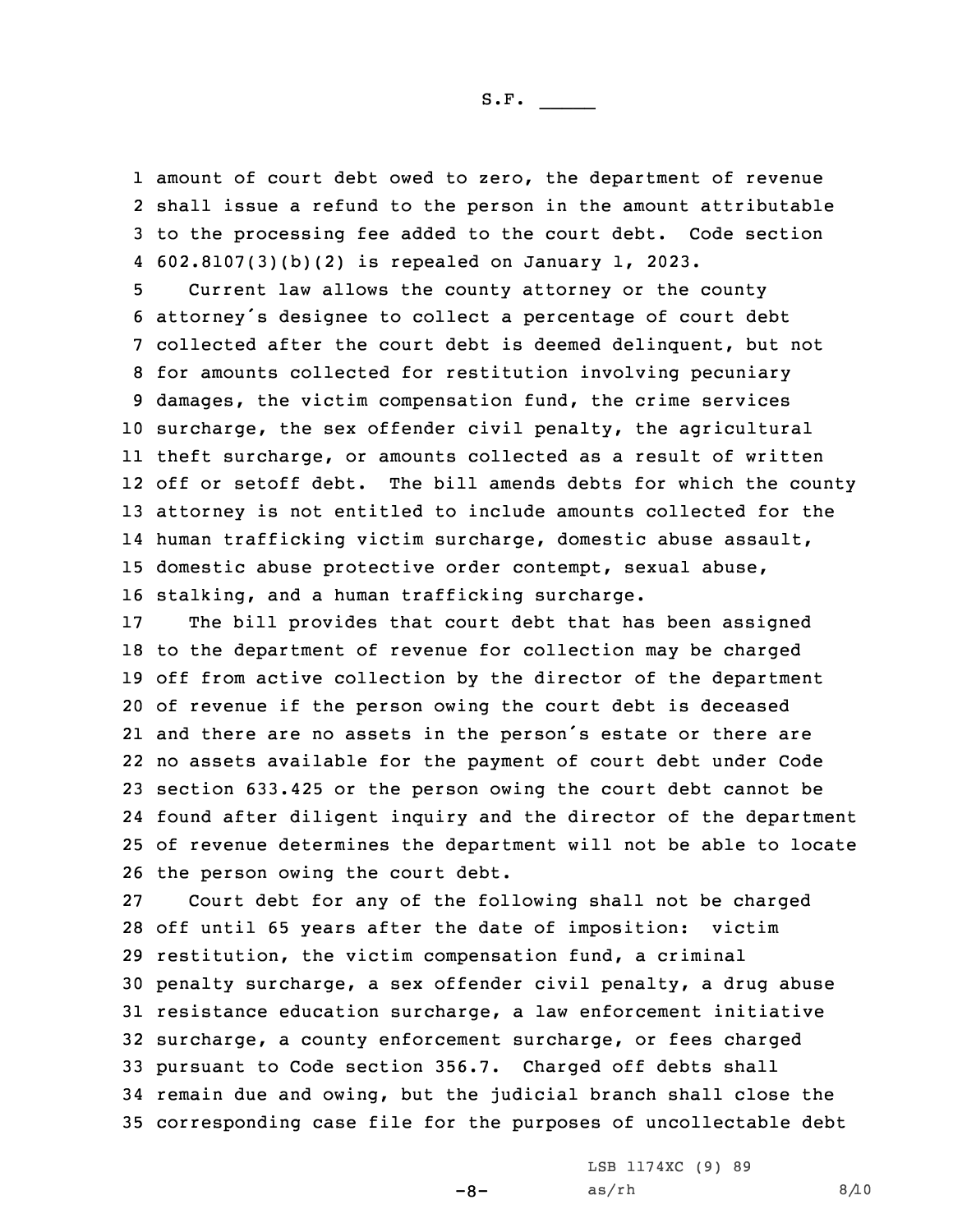amount of court debt owed to zero, the department of revenue shall issue a refund to the person in the amount attributable to the processing fee added to the court debt. Code section 602.8107(3)(b)(2) is repealed on January 1, 2023.

Current law allows the county attorney or the county attorney's designee to collect a percentage of court debt collected after the court debt is deemed delinquent, but not for amounts collected for restitution involving pecuniary damages, the victim compensation fund, the crime services surcharge, the sex offender civil penalty, the agricultural theft surcharge, or amounts collected as a result of written off or setoff debt. The bill amends debts for which the county attorney is not entitled to include amounts collected for the human trafficking victim surcharge, domestic abuse assault, domestic abuse protective order contempt, sexual abuse, stalking, and a human trafficking surcharge.

The bill provides that court debt that has been assigned to the department of revenue for collection may be charged off from active collection by the director of the department of revenue if the person owing the court debt is deceased and there are no assets in the person's estate or there are no assets available for the payment of court debt under Code section 633.425 or the person owing the court debt cannot be found after diligent inquiry and the director of the department of revenue determines the department will not be able to locate the person owing the court debt.

Court debt for any of the following shall not be charged off until 65 years after the date of imposition: victim restitution, the victim compensation fund, a criminal penalty surcharge, a sex offender civil penalty, a drug abuse resistance education surcharge, a law enforcement initiative surcharge, a county enforcement surcharge, or fees charged pursuant to Code section 356.7. Charged off debts shall remain due and owing, but the judicial branch shall close the corresponding case file for the purposes of uncollectable debt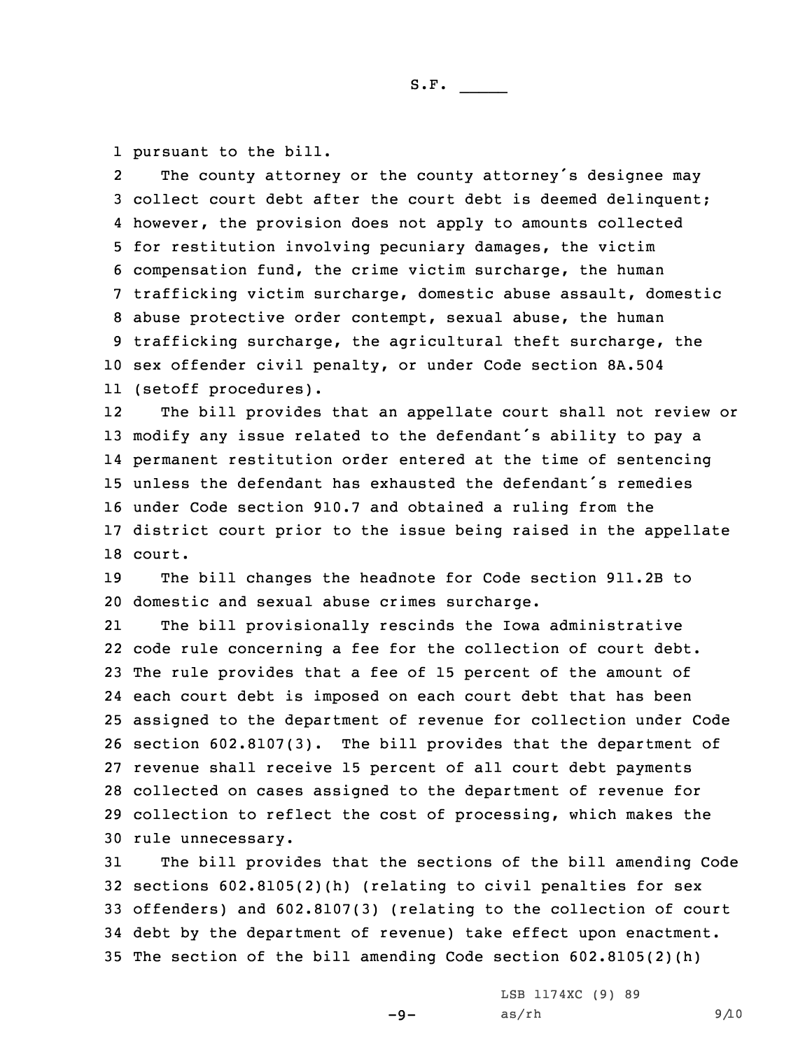pursuant to the bill.

The county attorney or the county attorney's designee may collect court debt after the court debt is deemed delinquent; however, the provision does not apply to amounts collected for restitution involving pecuniary damages, the victim compensation fund, the crime victim surcharge, the human trafficking victim surcharge, domestic abuse assault, domestic abuse protective order contempt, sexual abuse, the human trafficking surcharge, the agricultural theft surcharge, the sex offender civil penalty, or under Code section 8A.504 (setoff procedures).

The bill provides that an appellate court shall not review or modify any issue related to the defendant's ability to pay a permanent restitution order entered at the time of sentencing unless the defendant has exhausted the defendant's remedies under Code section 910.7 and obtained a ruling from the district court prior to the issue being raised in the appellate court.

The bill changes the headnote for Code section 911.2B to domestic and sexual abuse crimes surcharge.

The bill provisionally rescinds the Iowa administrative code rule concerning a fee for the collection of court debt. The rule provides that a fee of 15 percent of the amount of each court debt is imposed on each court debt that has been assigned to the department of revenue for collection under Code section 602.8107(3). The bill provides that the department of revenue shall receive 15 percent of all court debt payments collected on cases assigned to the department of revenue for collection to reflect the cost of processing, which makes the rule unnecessary.

The bill provides that the sections of the bill amending Code sections 602.8105(2)(h) (relating to civil penalties for sex offenders) and 602.8107(3) (relating to the collection of court debt by the department of revenue) take effect upon enactment. The section of the bill amending Code section 602.8105(2)(h)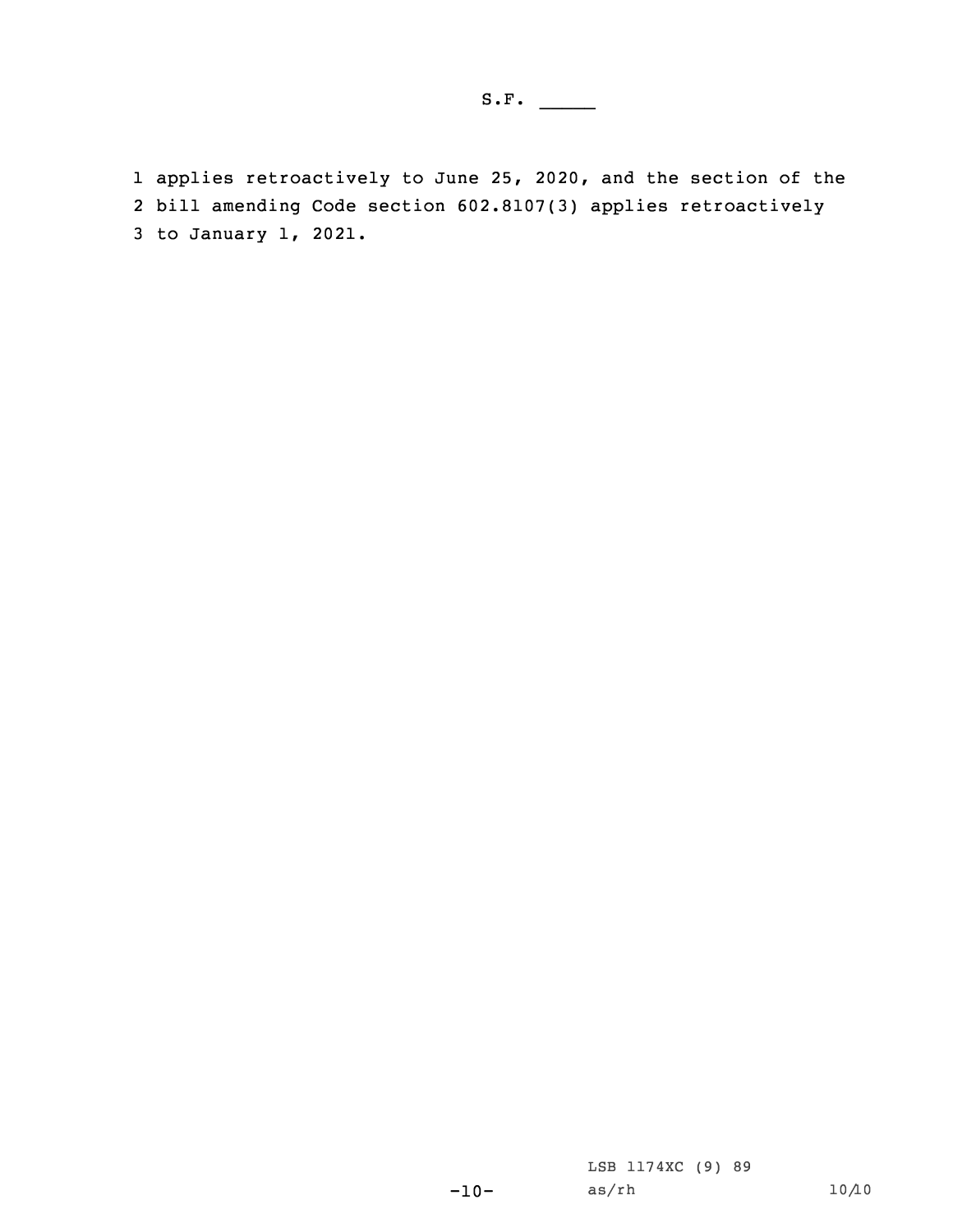applies retroactively to June 25, 2020, and the section of the bill amending Code section 602.8107(3) applies retroactively to January 1, 2021.